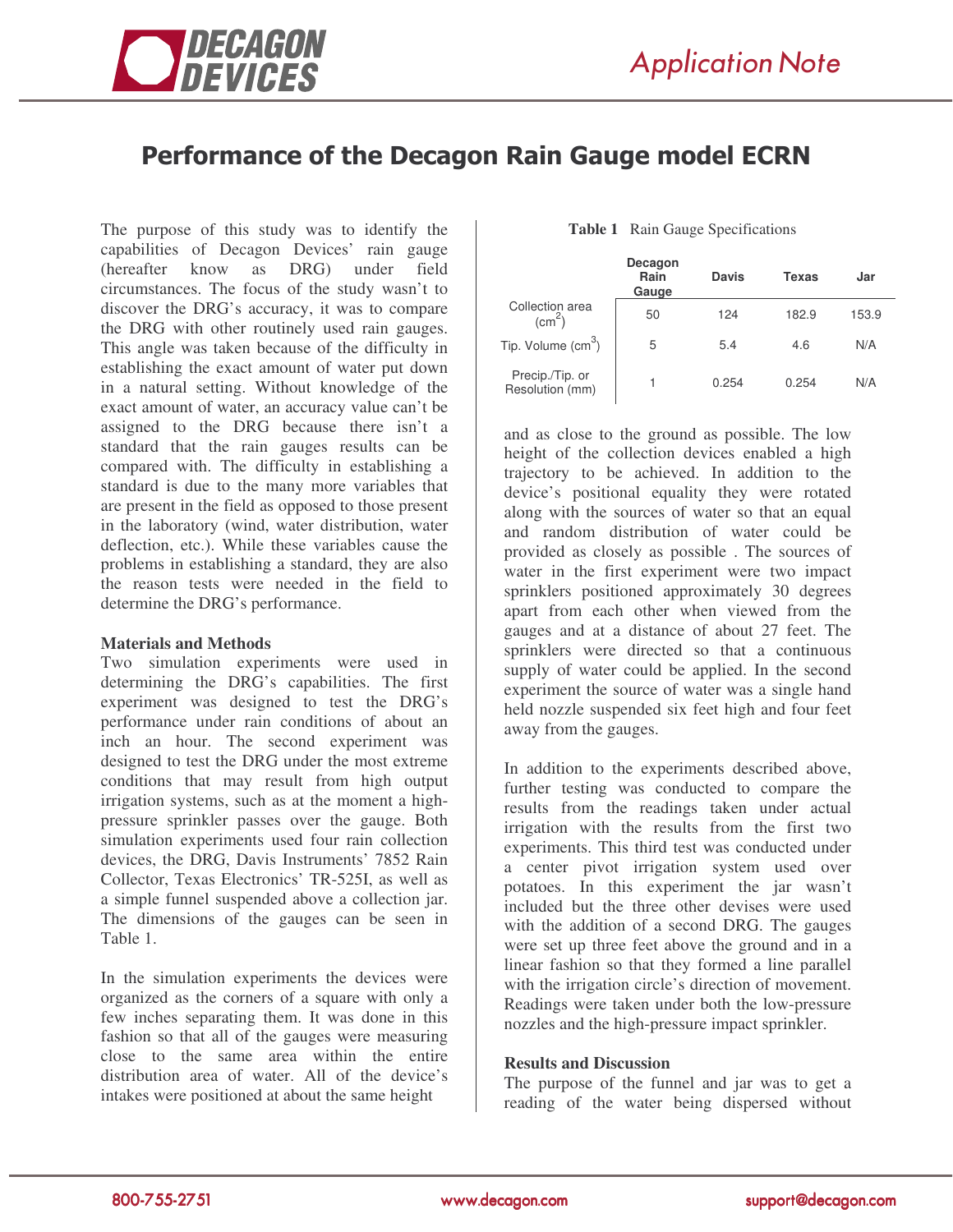# Performance of the Decagon Rain Gauge model ECRN

The purpose of this study was to identify the capabilities of Decagon Devices' rain gauge (hereafter know as DRG) under field circumstances. The focus of the study wasn't to discover the DRG's accuracy, it was to compare the DRG with other routinely used rain gauges. This angle was taken because of the difficulty in establishing the exact amount of water put down in a natural setting. Without knowledge of the exact amount of water, an accuracy value can't be assigned to the DRG because there isn't a standard that the rain gauges results can be compared with. The difficulty in establishing a standard is due to the many more variables that are present in the field as opposed to those present in the laboratory (wind, water distribution, water deflection, etc.). While these variables cause the problems in establishing a standard, they are also the reason tests were needed in the field to determine the DRG's performance.

### Materials and Methods

Two simulation experiments were used in determining the DRG's capabilities. The first experiment was designed to test the DRG's performance under rain conditions of about an inch an hour. The second experiment was designed to test the DRG under the most extreme conditions that may result from high output irrigation systems, such as at the moment a high-pressure sprinkler passes over the gauge. Both simulation experiments used four rain collection devices, the DRG, Davis Instruments' 7852 Rain Collector, Texas Electronics' TR-525I, as well as a simple funnel suspended above a collection jar. The dimensions of the gauges can be seen in Table 1.

**Table 1** Rain Gauge Specifications

| | Decagon Rain Gauge | Davis | Texas | Jar |
|---|---|---|---|---|
| Collection area ($cm^2$) | 50 | 124 | 182.9 | 153.9 |
| Tip. Volume ($cm^3$) | 5 | 5.4 | 4.6 | N/A |
| Precip./Tip. or Resolution (mm) | 1 | 0.254 | 0.254 | N/A |

In the simulation experiments the devices were organized as the corners of a square with only a few inches separating them. It was done in this fashion so that all of the gauges were measuring close to the same area within the entire distribution area of water. All of the device's intakes were positioned at about the same height and as close to the ground as possible. The low height of the collection devices enabled a high trajectory to be achieved. In addition to the device's positional equality they were rotated along with the sources of water so that an equal and random distribution of water could be provided as closely as possible . The sources of water in the first experiment were two impact sprinklers positioned approximately 30 degrees apart from each other when viewed from the gauges and at a distance of about 27 feet. The sprinklers were directed so that a continuous supply of water could be applied. In the second experiment the source of water was a single hand held nozzle suspended six feet high and four feet away from the gauges.

In addition to the experiments described above, further testing was conducted to compare the results from the readings taken under actual irrigation with the results from the first two experiments. This third test was conducted under a center pivot irrigation system used over potatoes. In this experiment the jar wasn't included but the three other devises were used with the addition of a second DRG. The gauges were set up three feet above the ground and in a linear fashion so that they formed a line parallel with the irrigation circle's direction of movement. Readings were taken under both the low-pressure nozzles and the high-pressure impact sprinkler.

### Results and Discussion

The purpose of the funnel and jar was to get a reading of the water being dispersed without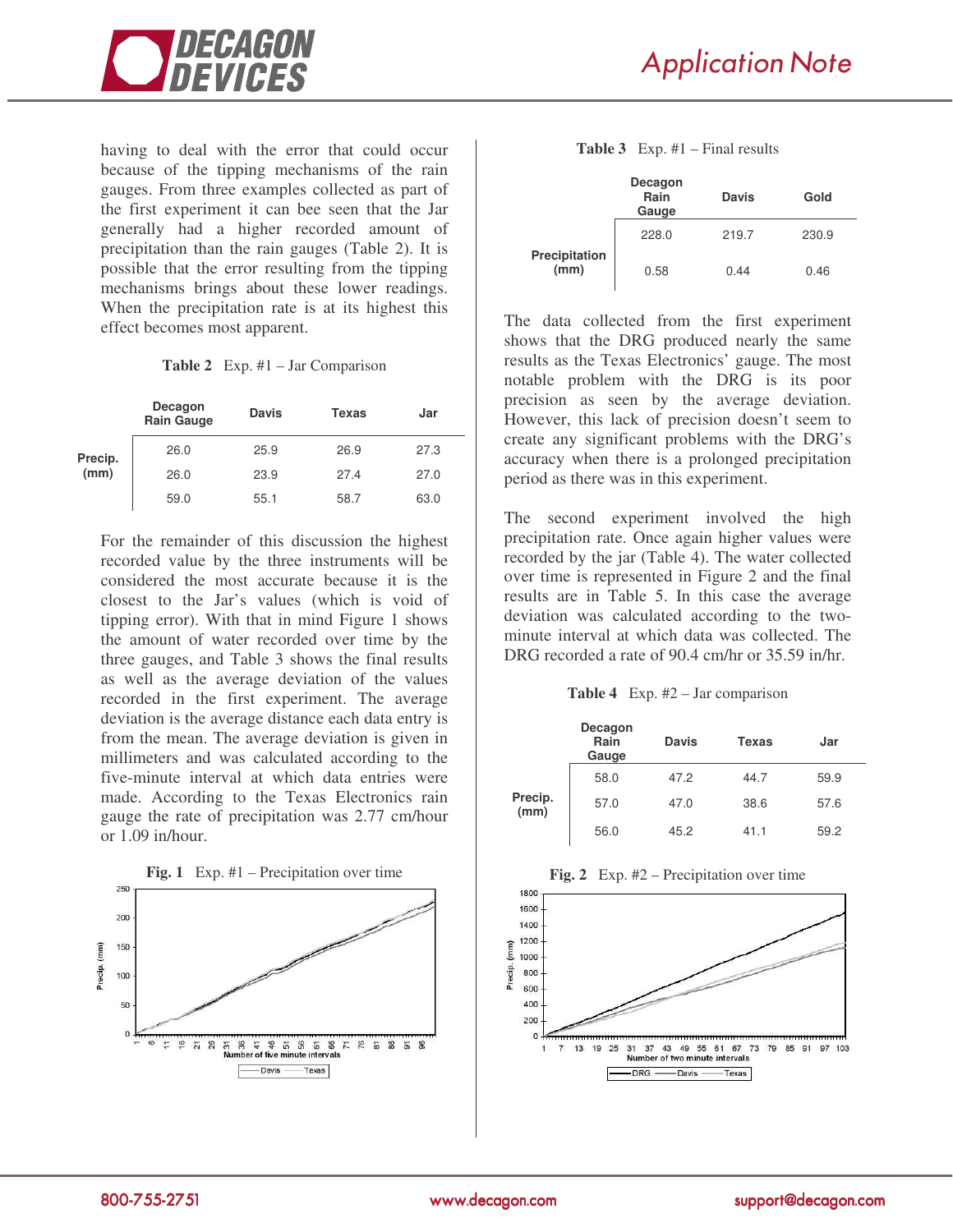having to deal with the error that could occur because of the tipping mechanisms of the rain gauges. From three examples collected as part of the first experiment it can bee seen that the Jar generally had a higher recorded amount of precipitation than the rain gauges (Table 2). It is possible that the error resulting from the tipping mechanisms brings about these lower readings. When the precipitation rate is at its highest this effect becomes most apparent.

**Table 2** Exp. #1 – Jar Comparison

| | Decagon Rain Gauge | Davis | Texas | Jar |
|---|---|---|---|---|
| Precip. (mm) | 26.0 | 25.9 | 26.9 | 27.3 |
| | 26.0 | 23.9 | 27.4 | 27.0 |
| | 59.0 | 55.1 | 58.7 | 63.0 |

For the remainder of this discussion the highest recorded value by the three instruments will be considered the most accurate because it is the closest to the Jar's values (which is void of tipping error). With that in mind Figure 1 shows the amount of water recorded over time by the three gauges, and Table 3 shows the final results as well as the average deviation of the values recorded in the first experiment. The average deviation is the average distance each data entry is from the mean. The average deviation is given in millimeters and was calculated according to the five-minute interval at which data entries were made. According to the Texas Electronics rain gauge the rate of precipitation was 2.77 cm/hour or 1.09 in/hour.

**Fig. 1** Exp. #1 – Precipitation over time

**Table 3** Exp. #1 – Final results

| | Decagon Rain Gauge | Davis | Gold |
|---|---|---|---|
| Precipitation (mm) | 228.0 | 219.7 | 230.9 |
| | 0.58 | 0.44 | 0.46 |

The data collected from the first experiment shows that the DRG produced nearly the same results as the Texas Electronics' gauge. The most notable problem with the DRG is its poor precision as seen by the average deviation. However, this lack of precision doesn't seem to create any significant problems with the DRG's accuracy when there is a prolonged precipitation period as there was in this experiment.

The second experiment involved the high precipitation rate. Once again higher values were recorded by the jar (Table 4). The water collected over time is represented in Figure 2 and the final results are in Table 5. In this case the average deviation was calculated according to the two-minute interval at which data was collected. The DRG recorded a rate of 90.4 cm/hr or 35.59 in/hr.

**Table 4** Exp. #2 – Jar comparison

| | Decagon Rain Gauge | Davis | Texas | Jar |
|---|---|---|---|---|
| Precip. (mm) | 58.0 | 47.2 | 44.7 | 59.9 |
| | 57.0 | 47.0 | 38.6 | 57.6 |
| | 56.0 | 45.2 | 41.1 | 59.2 |

**Fig. 2** Exp. #2 – Precipitation over time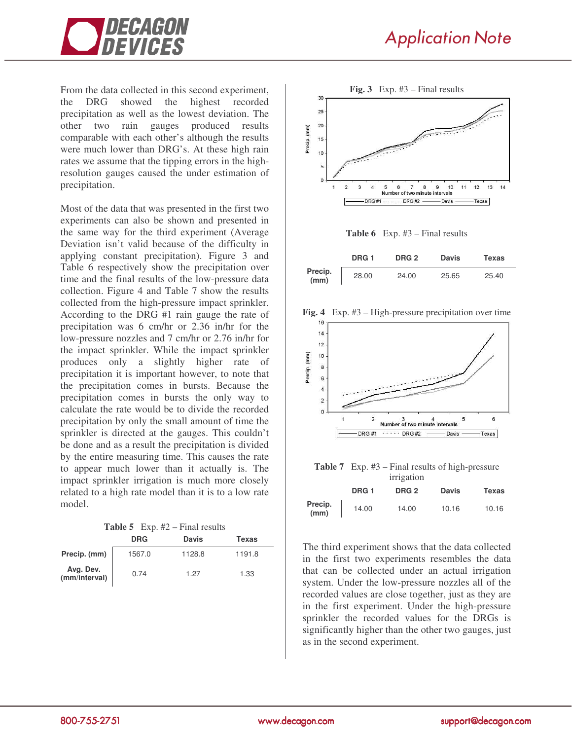From the data collected in this second experiment, the DRG showed the highest recorded precipitation as well as the lowest deviation. The other two rain gauges produced results comparable with each other's although the results were much lower than DRG's. At these high rain rates we assume that the tipping errors in the high-resolution gauges caused the under estimation of precipitation.

Most of the data that was presented in the first two experiments can also be shown and presented in the same way for the third experiment (Average Deviation isn't valid because of the difficulty in applying constant precipitation). Figure 3 and Table 6 respectively show the precipitation over time and the final results of the low-pressure data collection. Figure 4 and Table 7 show the results collected from the high-pressure impact sprinkler. According to the DRG #1 rain gauge the rate of precipitation was 6 cm/hr or 2.36 in/hr for the low-pressure nozzles and 7 cm/hr or 2.76 in/hr for the impact sprinkler. While the impact sprinkler produces only a slightly higher rate of precipitation it is important however, to note that the precipitation comes in bursts. Because the precipitation comes in bursts the only way to calculate the rate would be to divide the recorded precipitation by only the small amount of time the sprinkler is directed at the gauges. This couldn't be done and as a result the precipitation is divided by the entire measuring time. This causes the rate to appear much lower than it actually is. The impact sprinkler irrigation is much more closely related to a high rate model than it is to a low rate model.

**Table 5** Exp. #2 – Final results

| | DRG | Davis | Texas |
|---|---|---|---|
| **Precip. (mm)** | 1567.0 | 1128.8 | 1191.8 |
| **Avg. Dev. (mm/interval)** | 0.74 | 1.27 | 1.33 |

**Fig. 3** Exp. #3 – Final results

**Table 6** Exp. #3 – Final results

| | DRG 1 | DRG 2 | Davis | Texas |
|---|---|---|---|---|
| **Precip. (mm)** | 28.00 | 24.00 | 25.65 | 25.40 |

**Fig. 4** Exp. #3 – High-pressure precipitation over time

**Table 7** Exp. #3 – Final results of high-pressure irrigation

| | DRG 1 | DRG 2 | Davis | Texas |
|---|---|---|---|---|
| **Precip. (mm)** | 14.00 | 14.00 | 10.16 | 10.16 |

The third experiment shows that the data collected in the first two experiments resembles the data that can be collected under an actual irrigation system. Under the low-pressure nozzles all of the recorded values are close together, just as they are in the first experiment. Under the high-pressure sprinkler the recorded values for the DRGs is significantly higher than the other two gauges, just as in the second experiment.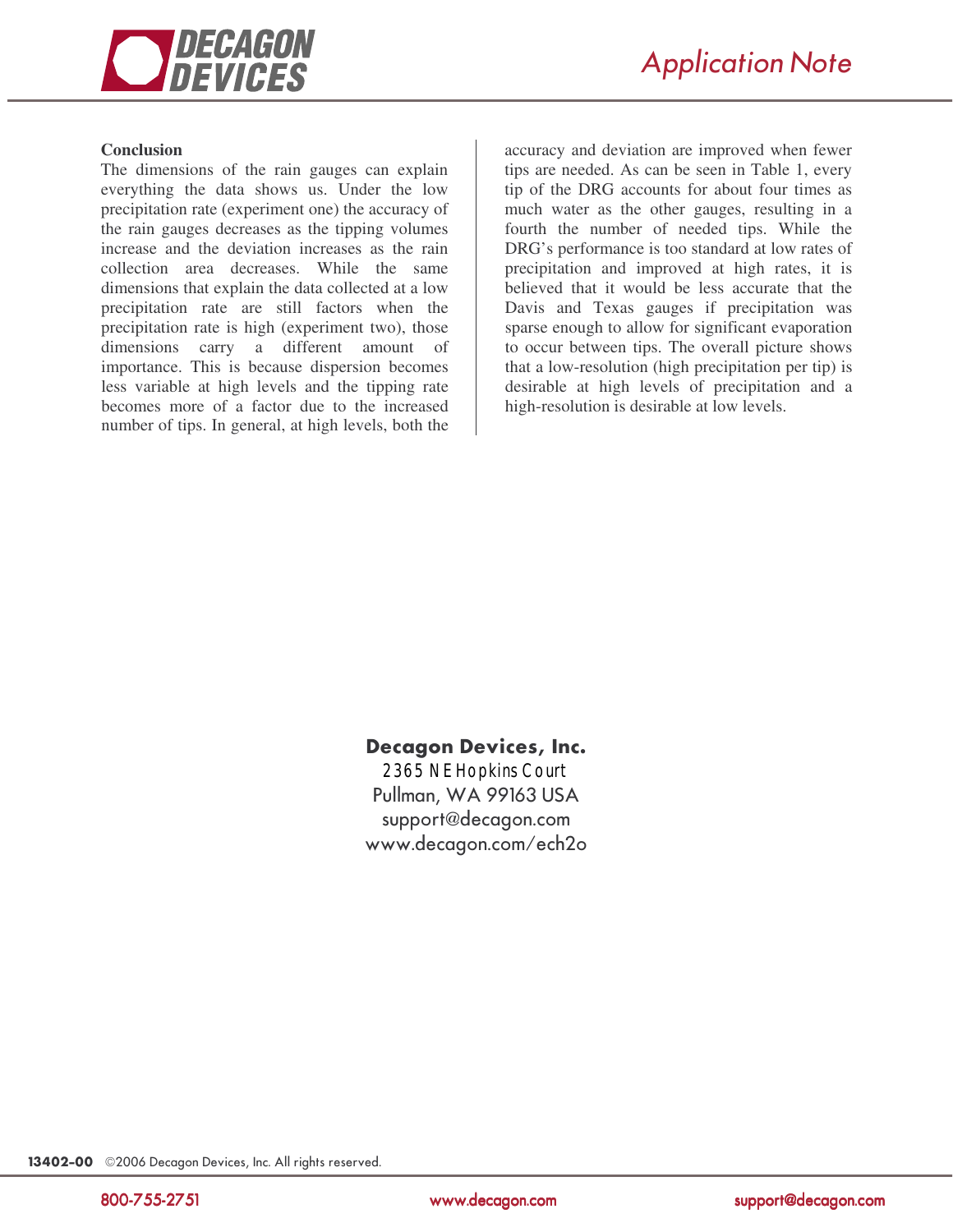### Conclusion

The dimensions of the rain gauges can explain everything the data shows us. Under the low precipitation rate (experiment one) the accuracy of the rain gauges decreases as the tipping volumes increase and the deviation increases as the rain collection area decreases. While the same dimensions that explain the data collected at a low precipitation rate are still factors when the precipitation rate is high (experiment two), those dimensions carry a different amount of importance. This is because dispersion becomes less variable at high levels and the tipping rate becomes more of a factor due to the increased number of tips. In general, at high levels, both the accuracy and deviation are improved when fewer tips are needed. As can be seen in Table 1, every tip of the DRG accounts for about four times as much water as the other gauges, resulting in a fourth the number of needed tips. While the DRG's performance is too standard at low rates of precipitation and improved at high rates, it is believed that it would be less accurate that the Davis and Texas gauges if precipitation was sparse enough to allow for significant evaporation to occur between tips. The overall picture shows that a low-resolution (high precipitation per tip) is desirable at high levels of precipitation and a high-resolution is desirable at low levels.

**Decagon Devices, Inc.**
2365 NE Hopkins Court
Pullman, WA 99163 USA
support@decagon.com
www.decagon.com/ech2o

**13402-00** ©2006 Decagon Devices, Inc. All rights reserved.